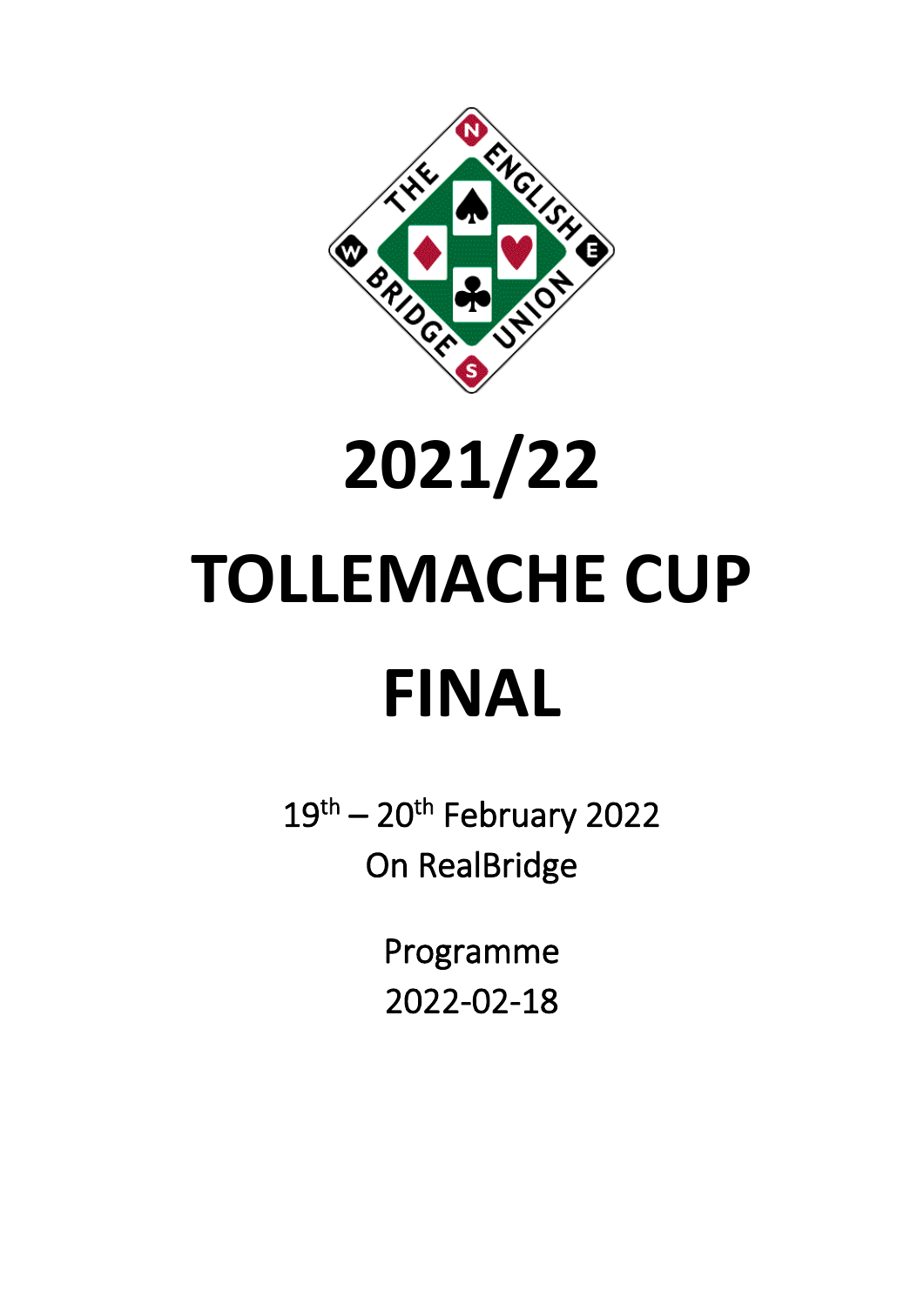# 2021/22

# TOLLEMACHE CUP

# FINAL

19th – 20th February 2022
On RealBridge

Programme
2022-02-18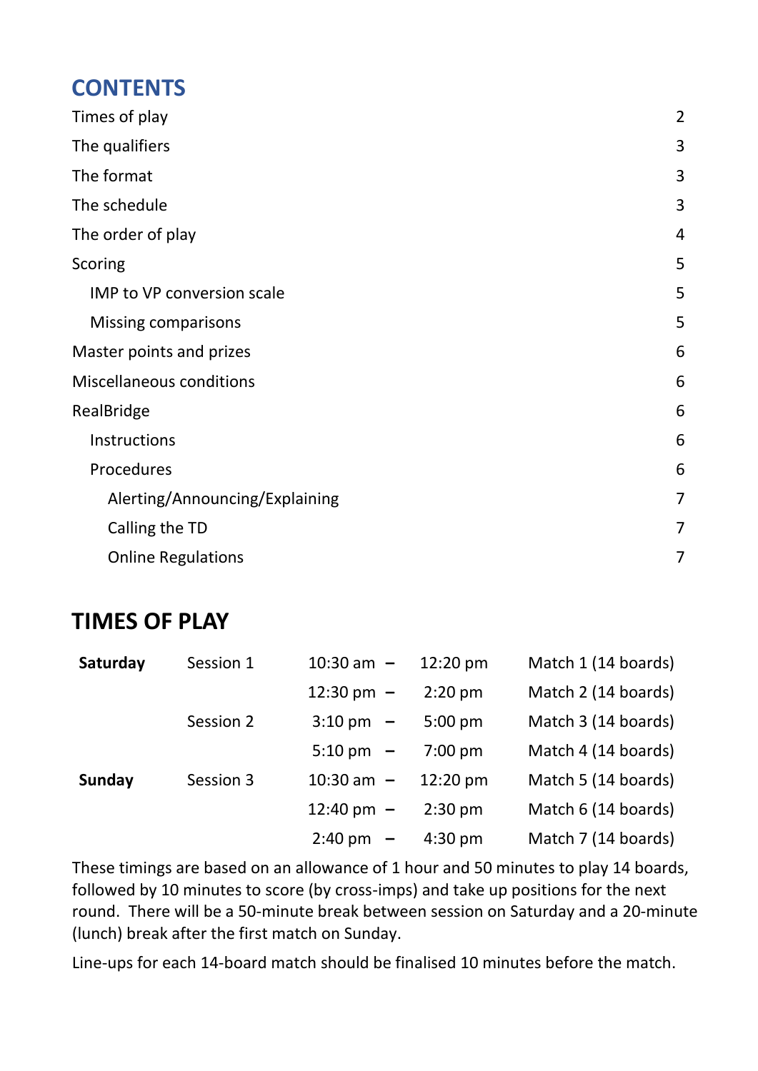## CONTENTS

| | |
|---|---|
| Times of play | 2 |
| The qualifiers | 3 |
| The format | 3 |
| The schedule | 3 |
| The order of play | 4 |
| Scoring | 5 |
| IMP to VP conversion scale | 5 |
| Missing comparisons | 5 |
| Master points and prizes | 6 |
| Miscellaneous conditions | 6 |
| RealBridge | 6 |
| Instructions | 6 |
| Procedures | 6 |
| Alerting/Announcing/Explaining | 7 |
| Calling the TD | 7 |
| Online Regulations | 7 |

## TIMES OF PLAY

| | | | | |
|---|---|---|---|---|
| **Saturday** | Session 1 | 10:30 am – | 12:20 pm | Match 1 (14 boards) |
| | | 12:30 pm – | 2:20 pm | Match 2 (14 boards) |
| | Session 2 | 3:10 pm – | 5:00 pm | Match 3 (14 boards) |
| | | 5:10 pm – | 7:00 pm | Match 4 (14 boards) |
| **Sunday** | Session 3 | 10:30 am – | 12:20 pm | Match 5 (14 boards) |
| | | 12:40 pm – | 2:30 pm | Match 6 (14 boards) |
| | | 2:40 pm – | 4:30 pm | Match 7 (14 boards) |

These timings are based on an allowance of 1 hour and 50 minutes to play 14 boards, followed by 10 minutes to score (by cross-imps) and take up positions for the next round. There will be a 50-minute break between session on Saturday and a 20-minute (lunch) break after the first match on Sunday.

Line-ups for each 14-board match should be finalised 10 minutes before the match.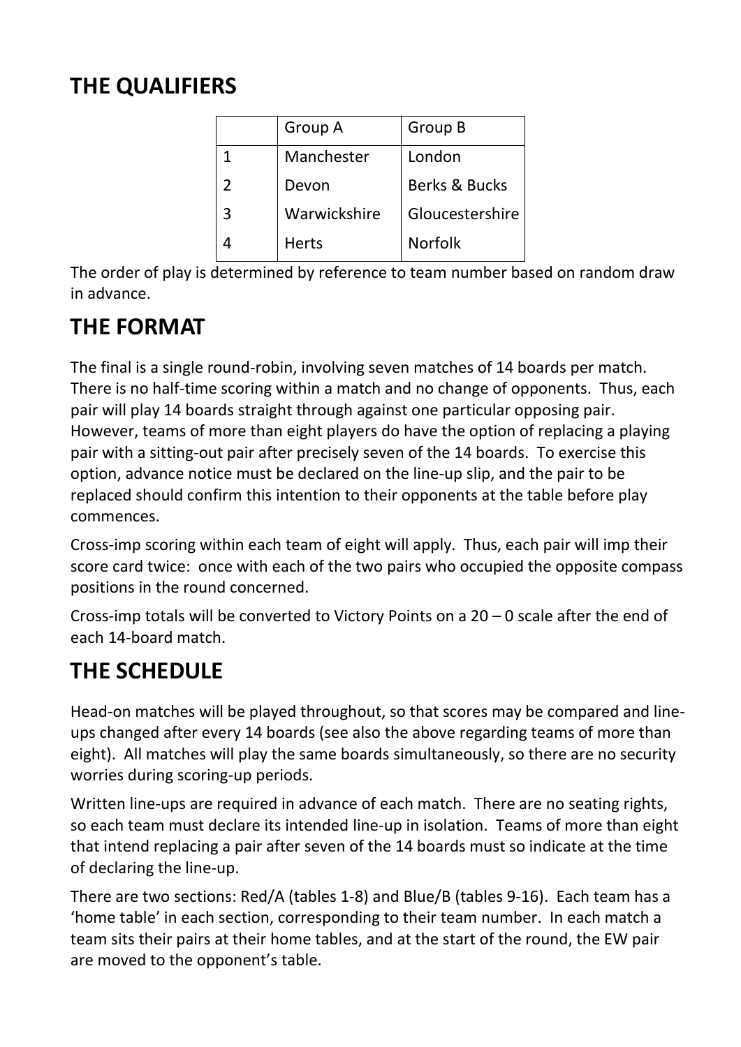## THE QUALIFIERS

| | Group A | Group B |
|---|---|---|
| 1 | Manchester | London |
| 2 | Devon | Berks & Bucks |
| 3 | Warwickshire | Gloucestershire |
| 4 | Herts | Norfolk |

The order of play is determined by reference to team number based on random draw in advance.

## THE FORMAT

The final is a single round-robin, involving seven matches of 14 boards per match. There is no half-time scoring within a match and no change of opponents. Thus, each pair will play 14 boards straight through against one particular opposing pair. However, teams of more than eight players do have the option of replacing a playing pair with a sitting-out pair after precisely seven of the 14 boards. To exercise this option, advance notice must be declared on the line-up slip, and the pair to be replaced should confirm this intention to their opponents at the table before play commences.

Cross-imp scoring within each team of eight will apply. Thus, each pair will imp their score card twice: once with each of the two pairs who occupied the opposite compass positions in the round concerned.

Cross-imp totals will be converted to Victory Points on a 20 – 0 scale after the end of each 14-board match.

## THE SCHEDULE

Head-on matches will be played throughout, so that scores may be compared and line-ups changed after every 14 boards (see also the above regarding teams of more than eight). All matches will play the same boards simultaneously, so there are no security worries during scoring-up periods.

Written line-ups are required in advance of each match. There are no seating rights, so each team must declare its intended line-up in isolation. Teams of more than eight that intend replacing a pair after seven of the 14 boards must so indicate at the time of declaring the line-up.

There are two sections: Red/A (tables 1-8) and Blue/B (tables 9-16). Each team has a 'home table' in each section, corresponding to their team number. In each match a team sits their pairs at their home tables, and at the start of the round, the EW pair are moved to the opponent's table.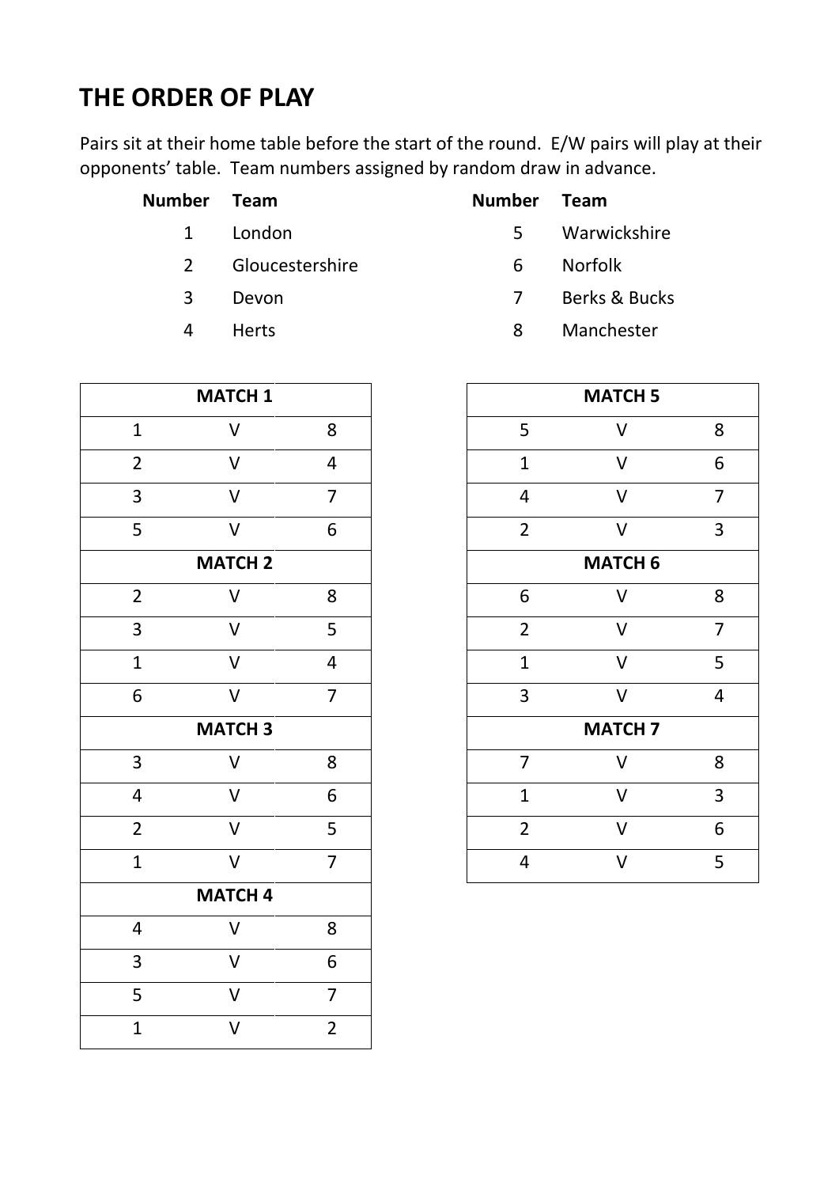## THE ORDER OF PLAY

Pairs sit at their home table before the start of the round. E/W pairs will play at their opponents' table. Team numbers assigned by random draw in advance.

| Number | Team |
|---|---|
| 1 | London |
| 2 | Gloucestershire |
| 3 | Devon |
| 4 | Herts |
| 5 | Warwickshire |
| 6 | Norfolk |
| 7 | Berks & Bucks |
| 8 | Manchester |

| MATCH 1 | | |
|---|---|---|
| 1 | V | 8 |
| 2 | V | 4 |
| 3 | V | 7 |
| 5 | V | 6 |
| **MATCH 2** | | |
| 2 | V | 8 |
| 3 | V | 5 |
| 1 | V | 4 |
| 6 | V | 7 |
| **MATCH 3** | | |
| 3 | V | 8 |
| 4 | V | 6 |
| 2 | V | 5 |
| 1 | V | 7 |
| **MATCH 4** | | |
| 4 | V | 8 |
| 3 | V | 6 |
| 5 | V | 7 |
| 1 | V | 2 |

| MATCH 5 | | |
|---|---|---|
| 5 | V | 8 |
| 1 | V | 6 |
| 4 | V | 7 |
| 2 | V | 3 |
| **MATCH 6** | | |
| 6 | V | 8 |
| 2 | V | 7 |
| 1 | V | 5 |
| 3 | V | 4 |
| **MATCH 7** | | |
| 7 | V | 8 |
| 1 | V | 3 |
| 2 | V | 6 |
| 4 | V | 5 |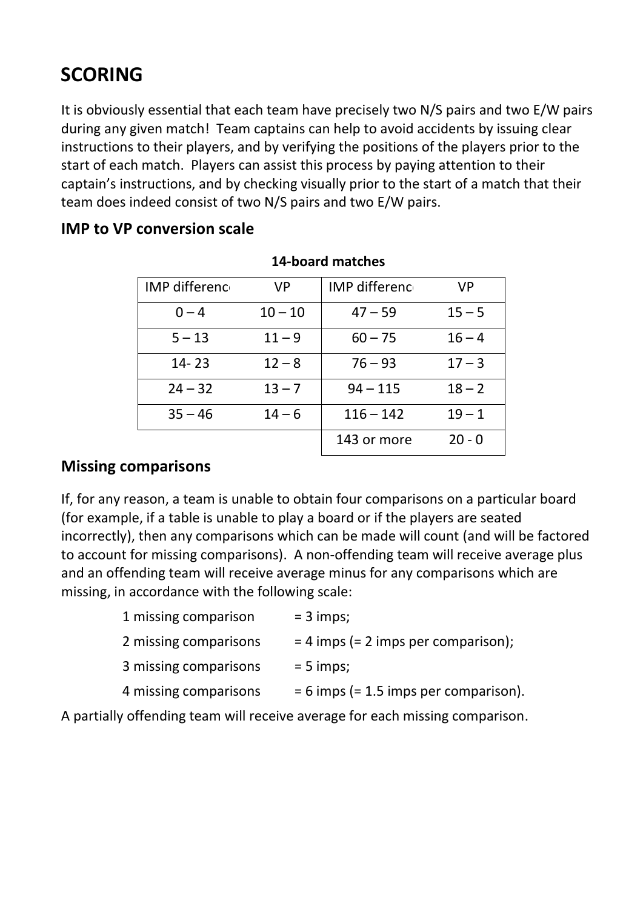# SCORING

It is obviously essential that each team have precisely two N/S pairs and two E/W pairs during any given match! Team captains can help to avoid accidents by issuing clear instructions to their players, and by verifying the positions of the players prior to the start of each match. Players can assist this process by paying attention to their captain's instructions, and by checking visually prior to the start of a match that their team does indeed consist of two N/S pairs and two E/W pairs.

## IMP to VP conversion scale

**14-board matches**

| IMP differenc | VP | IMP differenc | VP |
|---|---|---|---|
| 0 – 4 | 10 – 10 | 47 – 59 | 15 – 5 |
| 5 – 13 | 11 – 9 | 60 – 75 | 16 – 4 |
| 14- 23 | 12 – 8 | 76 – 93 | 17 – 3 |
| 24 – 32 | 13 – 7 | 94 – 115 | 18 – 2 |
| 35 – 46 | 14 – 6 | 116 – 142 | 19 – 1 |
| | | 143 or more | 20 - 0 |

## Missing comparisons

If, for any reason, a team is unable to obtain four comparisons on a particular board (for example, if a table is unable to play a board or if the players are seated incorrectly), then any comparisons which can be made will count (and will be factored to account for missing comparisons). A non-offending team will receive average plus and an offending team will receive average minus for any comparisons which are missing, in accordance with the following scale:

1 missing comparison = 3 imps;

2 missing comparisons = 4 imps (= 2 imps per comparison);

3 missing comparisons = 5 imps;

4 missing comparisons = 6 imps (= 1.5 imps per comparison).

A partially offending team will receive average for each missing comparison.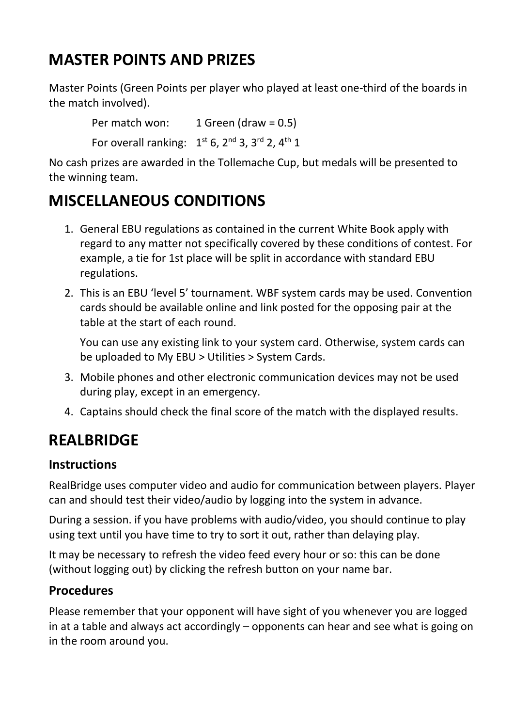## MASTER POINTS AND PRIZES

Master Points (Green Points per player who played at least one-third of the boards in the match involved).

Per match won: 1 Green (draw = 0.5)

For overall ranking: 1st 6, 2nd 3, 3rd 2, 4th 1

No cash prizes are awarded in the Tollemache Cup, but medals will be presented to the winning team.

## MISCELLANEOUS CONDITIONS

1. General EBU regulations as contained in the current White Book apply with regard to any matter not specifically covered by these conditions of contest. For example, a tie for 1st place will be split in accordance with standard EBU regulations.
2. This is an EBU 'level 5' tournament. WBF system cards may be used. Convention cards should be available online and link posted for the opposing pair at the table at the start of each round.

   You can use any existing link to your system card. Otherwise, system cards can be uploaded to My EBU > Utilities > System Cards.
3. Mobile phones and other electronic communication devices may not be used during play, except in an emergency.
4. Captains should check the final score of the match with the displayed results.

## REALBRIDGE

### Instructions

RealBridge uses computer video and audio for communication between players. Player can and should test their video/audio by logging into the system in advance.

During a session. if you have problems with audio/video, you should continue to play using text until you have time to try to sort it out, rather than delaying play.

It may be necessary to refresh the video feed every hour or so: this can be done (without logging out) by clicking the refresh button on your name bar.

### Procedures

Please remember that your opponent will have sight of you whenever you are logged in at a table and always act accordingly – opponents can hear and see what is going on in the room around you.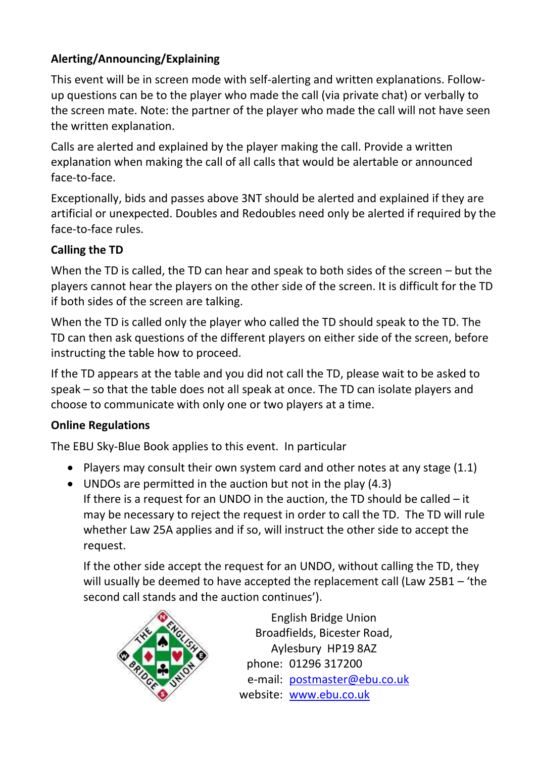**Alerting/Announcing/Explaining**

This event will be in screen mode with self-alerting and written explanations. Follow-up questions can be to the player who made the call (via private chat) or verbally to the screen mate. Note: the partner of the player who made the call will not have seen the written explanation.

Calls are alerted and explained by the player making the call. Provide a written explanation when making the call of all calls that would be alertable or announced face-to-face.

Exceptionally, bids and passes above 3NT should be alerted and explained if they are artificial or unexpected. Doubles and Redoubles need only be alerted if required by the face-to-face rules.

**Calling the TD**

When the TD is called, the TD can hear and speak to both sides of the screen – but the players cannot hear the players on the other side of the screen. It is difficult for the TD if both sides of the screen are talking.

When the TD is called only the player who called the TD should speak to the TD. The TD can then ask questions of the different players on either side of the screen, before instructing the table how to proceed.

If the TD appears at the table and you did not call the TD, please wait to be asked to speak – so that the table does not all speak at once. The TD can isolate players and choose to communicate with only one or two players at a time.

**Online Regulations**

The EBU Sky-Blue Book applies to this event. In particular

- Players may consult their own system card and other notes at any stage (1.1)
- UNDOs are permitted in the auction but not in the play (4.3)
  If there is a request for an UNDO in the auction, the TD should be called – it may be necessary to reject the request in order to call the TD. The TD will rule whether Law 25A applies and if so, will instruct the other side to accept the request.

  If the other side accept the request for an UNDO, without calling the TD, they will usually be deemed to have accepted the replacement call (Law 25B1 – 'the second call stands and the auction continues').

English Bridge Union
Broadfields, Bicester Road,
Aylesbury HP19 8AZ
phone: 01296 317200
e-mail: postmaster@ebu.co.uk
website: www.ebu.co.uk